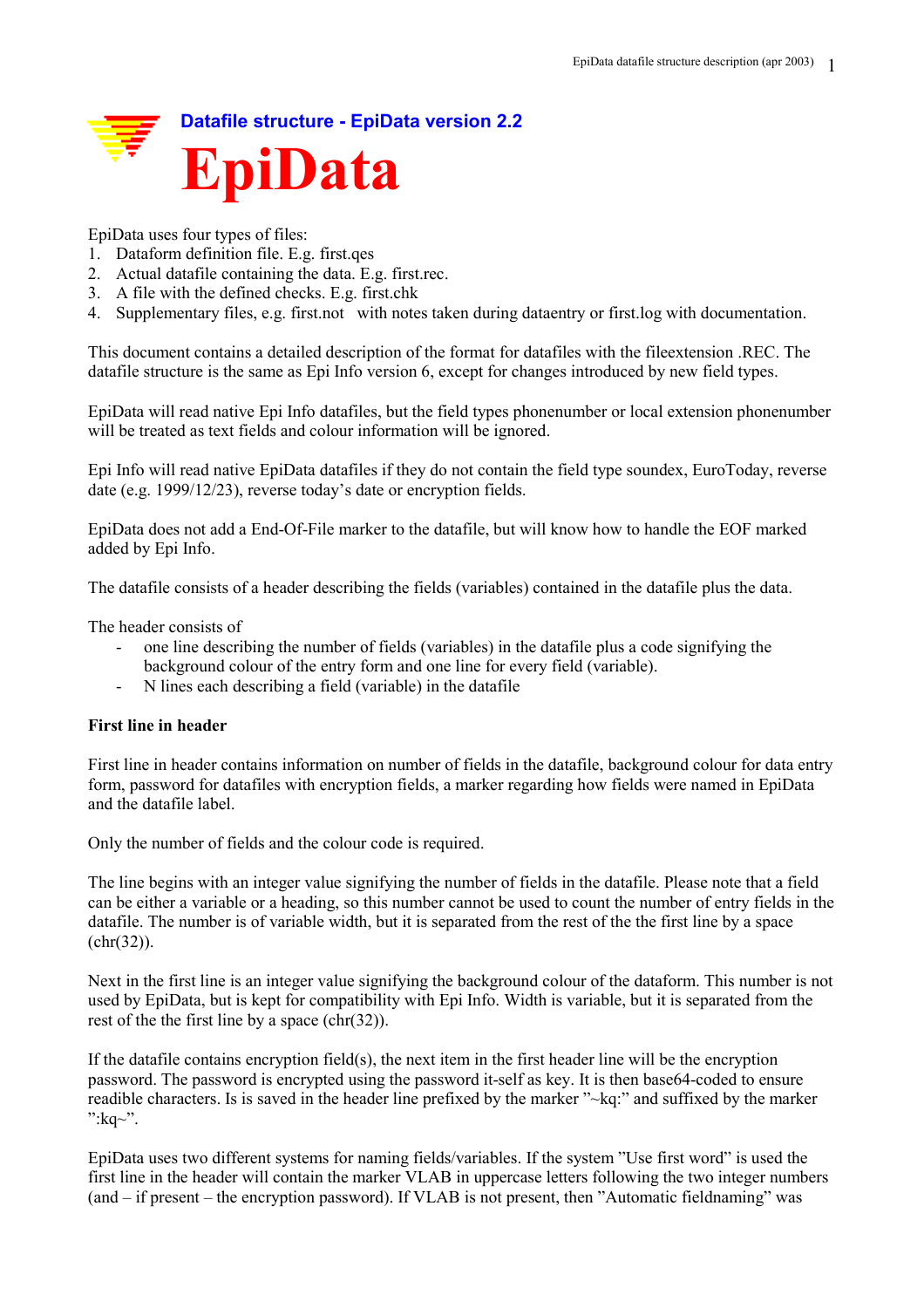# Datafile structure - EpiData version 2.2

# EpiData

EpiData uses four types of files:

1. Dataform definition file. E.g. first.qes
2. Actual datafile containing the data. E.g. first.rec.
3. A file with the defined checks. E.g. first.chk
4. Supplementary files, e.g. first.not with notes taken during dataentry or first.log with documentation.

This document contains a detailed description of the format for datafiles with the fileextension .REC. The datafile structure is the same as Epi Info version 6, except for changes introduced by new field types.

EpiData will read native Epi Info datafiles, but the field types phonenumber or local extension phonenumber will be treated as text fields and colour information will be ignored.

Epi Info will read native EpiData datafiles if they do not contain the field type soundex, EuroToday, reverse date (e.g. 1999/12/23), reverse today's date or encryption fields.

EpiData does not add a End-Of-File marker to the datafile, but will know how to handle the EOF marked added by Epi Info.

The datafile consists of a header describing the fields (variables) contained in the datafile plus the data.

The header consists of

- one line describing the number of fields (variables) in the datafile plus a code signifying the background colour of the entry form and one line for every field (variable).
- N lines each describing a field (variable) in the datafile

**First line in header**

First line in header contains information on number of fields in the datafile, background colour for data entry form, password for datafiles with encryption fields, a marker regarding how fields were named in EpiData and the datafile label.

Only the number of fields and the colour code is required.

The line begins with an integer value signifying the number of fields in the datafile. Please note that a field can be either a variable or a heading, so this number cannot be used to count the number of entry fields in the datafile. The number is of variable width, but it is separated from the rest of the the first line by a space (chr(32)).

Next in the first line is an integer value signifying the background colour of the dataform. This number is not used by EpiData, but is kept for compatibility with Epi Info. Width is variable, but it is separated from the rest of the the first line by a space (chr(32)).

If the datafile contains encryption field(s), the next item in the first header line will be the encryption password. The password is encrypted using the password it-self as key. It is then base64-coded to ensure readible characters. Is is saved in the header line prefixed by the marker "~kq:" and suffixed by the marker ":kq~".

EpiData uses two different systems for naming fields/variables. If the system "Use first word" is used the first line in the header will contain the marker VLAB in uppercase letters following the two integer numbers (and – if present – the encryption password). If VLAB is not present, then "Automatic fieldnaming" was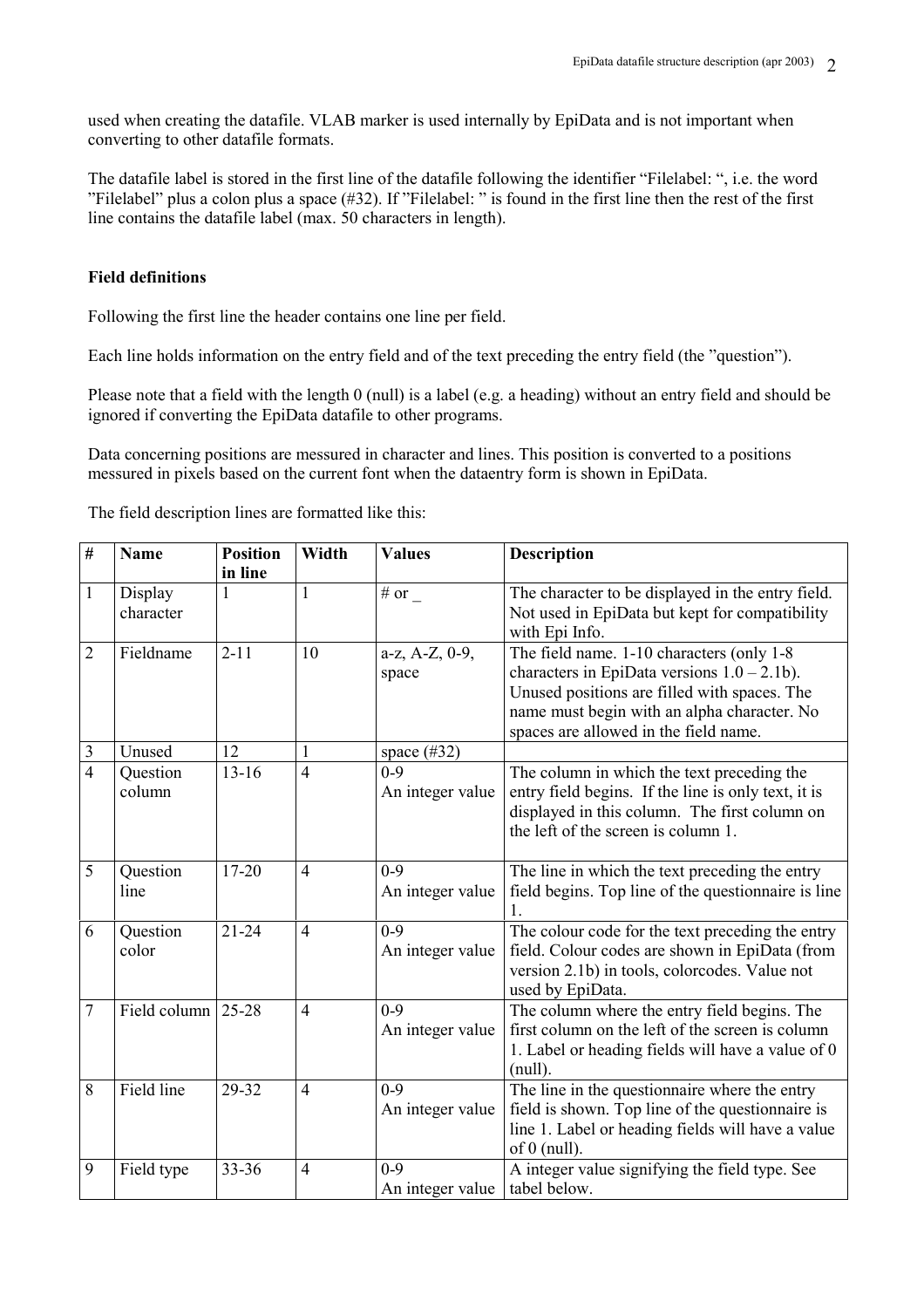used when creating the datafile. VLAB marker is used internally by EpiData and is not important when converting to other datafile formats.

The datafile label is stored in the first line of the datafile following the identifier "Filelabel: ", i.e. the word "Filelabel" plus a colon plus a space (#32). If "Filelabel: " is found in the first line then the rest of the first line contains the datafile label (max. 50 characters in length).

**Field definitions**

Following the first line the header contains one line per field.

Each line holds information on the entry field and of the text preceding the entry field (the "question").

Please note that a field with the length 0 (null) is a label (e.g. a heading) without an entry field and should be ignored if converting the EpiData datafile to other programs.

Data concerning positions are messured in character and lines. This position is converted to a positions messured in pixels based on the current font when the dataentry form is shown in EpiData.

The field description lines are formatted like this:

| # | Name | Position in line | Width | Values | Description |
|---|---|---|---|---|---|
| 1 | Display character | 1 | 1 | # or _ | The character to be displayed in the entry field. Not used in EpiData but kept for compatibility with Epi Info. |
| 2 | Fieldname | 2-11 | 10 | a-z, A-Z, 0-9, space | The field name. 1-10 characters (only 1-8 characters in EpiData versions 1.0 – 2.1b). Unused positions are filled with spaces. The name must begin with an alpha character. No spaces are allowed in the field name. |
| 3 | Unused | 12 | 1 | space (#32) | |
| 4 | Question column | 13-16 | 4 | 0-9 An integer value | The column in which the text preceding the entry field begins. If the line is only text, it is displayed in this column. The first column on the left of the screen is column 1. |
| 5 | Question line | 17-20 | 4 | 0-9 An integer value | The line in which the text preceding the entry field begins. Top line of the questionnaire is line 1. |
| 6 | Question color | 21-24 | 4 | 0-9 An integer value | The colour code for the text preceding the entry field. Colour codes are shown in EpiData (from version 2.1b) in tools, colorcodes. Value not used by EpiData. |
| 7 | Field column | 25-28 | 4 | 0-9 An integer value | The column where the entry field begins. The first column on the left of the screen is column 1. Label or heading fields will have a value of 0 (null). |
| 8 | Field line | 29-32 | 4 | 0-9 An integer value | The line in the questionnaire where the entry field is shown. Top line of the questionnaire is line 1. Label or heading fields will have a value of 0 (null). |
| 9 | Field type | 33-36 | 4 | 0-9 An integer value | A integer value signifying the field type. See tabel below. |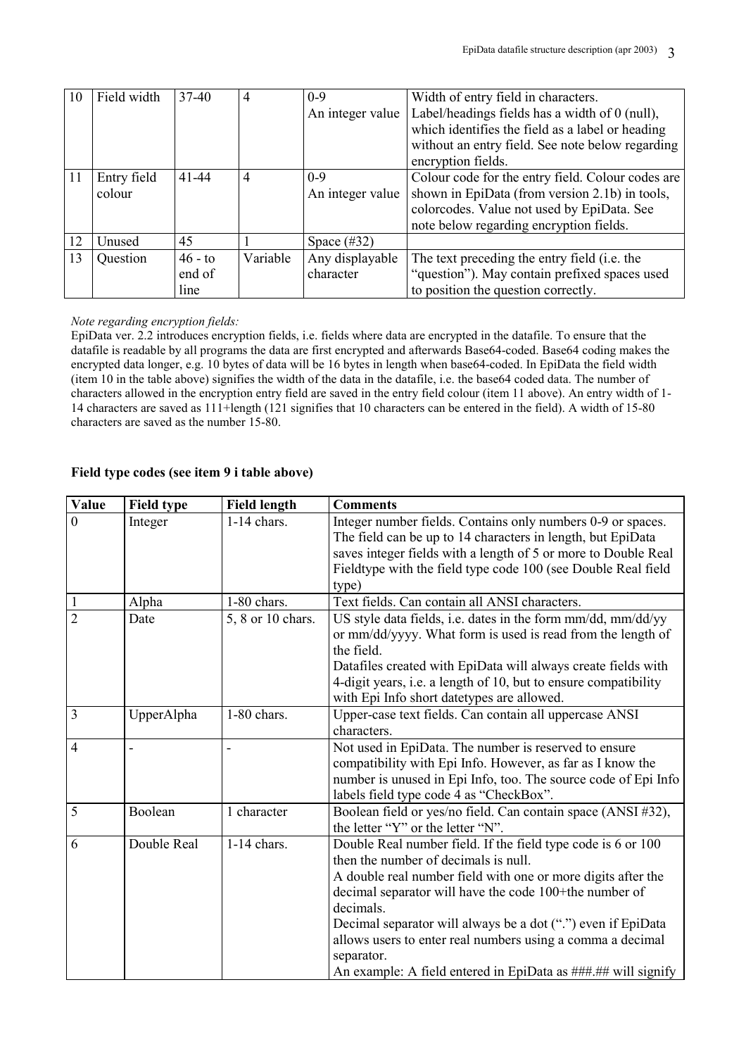| 10 | Field width | 37-40 | 4 | 0-9<br>An integer value | Width of entry field in characters.<br>Label/headings fields has a width of 0 (null), which identifies the field as a label or heading without an entry field. See note below regarding encryption fields. |
|---|---|---|---|---|---|
| 11 | Entry field colour | 41-44 | 4 | 0-9<br>An integer value | Colour code for the entry field. Colour codes are shown in EpiData (from version 2.1b) in tools, colorcodes. Value not used by EpiData. See note below regarding encryption fields. |
| 12 | Unused | 45 | 1 | Space (#32) | |
| 13 | Question | 46 - to end of line | Variable | Any displayable character | The text preceding the entry field (i.e. the "question"). May contain prefixed spaces used to position the question correctly. |

*Note regarding encryption fields:*
EpiData ver. 2.2 introduces encryption fields, i.e. fields where data are encrypted in the datafile. To ensure that the datafile is readable by all programs the data are first encrypted and afterwards Base64-coded. Base64 coding makes the encrypted data longer, e.g. 10 bytes of data will be 16 bytes in length when base64-coded. In EpiData the field width (item 10 in the table above) signifies the width of the data in the datafile, i.e. the base64 coded data. The number of characters allowed in the encryption entry field are saved in the entry field colour (item 11 above). An entry width of 1-14 characters are saved as 111+length (121 signifies that 10 characters can be entered in the field). A width of 15-80 characters are saved as the number 15-80.

**Field type codes (see item 9 i table above)**

| Value | Field type | Field length | Comments |
|---|---|---|---|
| 0 | Integer | 1-14 chars. | Integer number fields. Contains only numbers 0-9 or spaces. The field can be up to 14 characters in length, but EpiData saves integer fields with a length of 5 or more to Double Real Fieldtype with the field type code 100 (see Double Real field type) |
| 1 | Alpha | 1-80 chars. | Text fields. Can contain all ANSI characters. |
| 2 | Date | 5, 8 or 10 chars. | US style data fields, i.e. dates in the form mm/dd, mm/dd/yy or mm/dd/yyyy. What form is used is read from the length of the field.<br>Datafiles created with EpiData will always create fields with 4-digit years, i.e. a length of 10, but to ensure compatibility with Epi Info short datetypes are allowed. |
| 3 | UpperAlpha | 1-80 chars. | Upper-case text fields. Can contain all uppercase ANSI characters. |
| 4 | - | - | Not used in EpiData. The number is reserved to ensure compatibility with Epi Info. However, as far as I know the number is unused in Epi Info, too. The source code of Epi Info labels field type code 4 as "CheckBox". |
| 5 | Boolean | 1 character | Boolean field or yes/no field. Can contain space (ANSI #32), the letter "Y" or the letter "N". |
| 6 | Double Real | 1-14 chars. | Double Real number field. If the field type code is 6 or 100 then the number of decimals is null.<br>A double real number field with one or more digits after the decimal separator will have the code 100+the number of decimals.<br>Decimal separator will always be a dot (".") even if EpiData allows users to enter real numbers using a comma a decimal separator.<br>An example: A field entered in EpiData as ###.## will signify |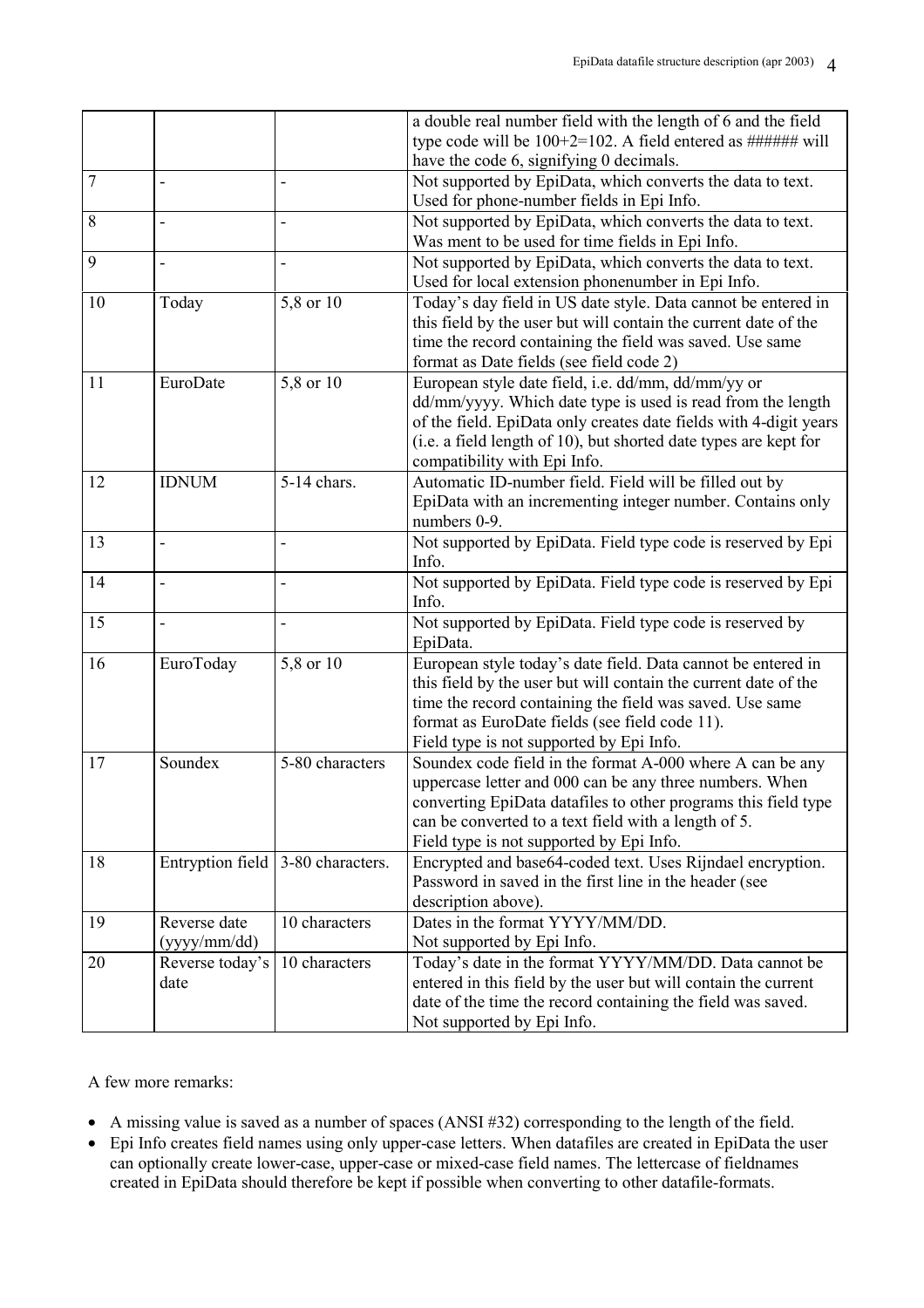|  |  |  |  |
| --- | --- | --- | --- |
|  |  |  | a double real number field with the length of 6 and the field type code will be 100+2=102. A field entered as ###### will have the code 6, signifying 0 decimals. |
| 7 | - | - | Not supported by EpiData, which converts the data to text. Used for phone-number fields in Epi Info. |
| 8 | - | - | Not supported by EpiData, which converts the data to text. Was ment to be used for time fields in Epi Info. |
| 9 | - | - | Not supported by EpiData, which converts the data to text. Used for local extension phonenumber in Epi Info. |
| 10 | Today | 5,8 or 10 | Today's day field in US date style. Data cannot be entered in this field by the user but will contain the current date of the time the record containing the field was saved. Use same format as Date fields (see field code 2) |
| 11 | EuroDate | 5,8 or 10 | European style date field, i.e. dd/mm, dd/mm/yy or dd/mm/yyyy. Which date type is used is read from the length of the field. EpiData only creates date fields with 4-digit years (i.e. a field length of 10), but shorted date types are kept for compatibility with Epi Info. |
| 12 | IDNUM | 5-14 chars. | Automatic ID-number field. Field will be filled out by EpiData with an incrementing integer number. Contains only numbers 0-9. |
| 13 | - | - | Not supported by EpiData. Field type code is reserved by Epi Info. |
| 14 | - | - | Not supported by EpiData. Field type code is reserved by Epi Info. |
| 15 | - | - | Not supported by EpiData. Field type code is reserved by EpiData. |
| 16 | EuroToday | 5,8 or 10 | European style today's date field. Data cannot be entered in this field by the user but will contain the current date of the time the record containing the field was saved. Use same format as EuroDate fields (see field code 11). Field type is not supported by Epi Info. |
| 17 | Soundex | 5-80 characters | Soundex code field in the format A-000 where A can be any uppercase letter and 000 can be any three numbers. When converting EpiData datafiles to other programs this field type can be converted to a text field with a length of 5. Field type is not supported by Epi Info. |
| 18 | Entryption field | 3-80 characters. | Encrypted and base64-coded text. Uses Rijndael encryption. Password in saved in the first line in the header (see description above). |
| 19 | Reverse date (yyyy/mm/dd) | 10 characters | Dates in the format YYYY/MM/DD. Not supported by Epi Info. |
| 20 | Reverse today's date | 10 characters | Today's date in the format YYYY/MM/DD. Data cannot be entered in this field by the user but will contain the current date of the time the record containing the field was saved. Not supported by Epi Info. |

A few more remarks:

- A missing value is saved as a number of spaces (ANSI #32) corresponding to the length of the field.
- Epi Info creates field names using only upper-case letters. When datafiles are created in EpiData the user can optionally create lower-case, upper-case or mixed-case field names. The lettercase of fieldnames created in EpiData should therefore be kept if possible when converting to other datafile-formats.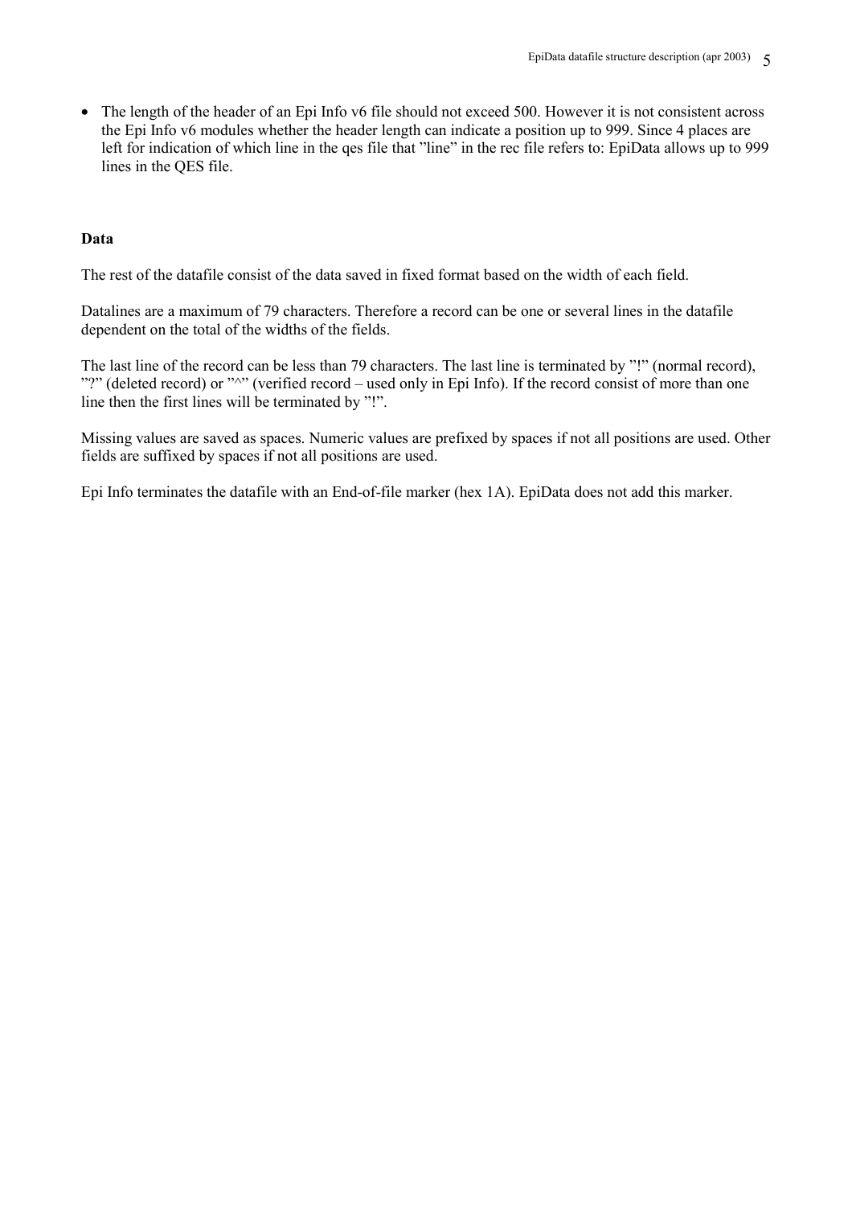- The length of the header of an Epi Info v6 file should not exceed 500. However it is not consistent across the Epi Info v6 modules whether the header length can indicate a position up to 999. Since 4 places are left for indication of which line in the qes file that "line" in the rec file refers to: EpiData allows up to 999 lines in the QES file.

**Data**

The rest of the datafile consist of the data saved in fixed format based on the width of each field.

Datalines are a maximum of 79 characters. Therefore a record can be one or several lines in the datafile dependent on the total of the widths of the fields.

The last line of the record can be less than 79 characters. The last line is terminated by "!" (normal record), "?" (deleted record) or "^" (verified record – used only in Epi Info). If the record consist of more than one line then the first lines will be terminated by "!".

Missing values are saved as spaces. Numeric values are prefixed by spaces if not all positions are used. Other fields are suffixed by spaces if not all positions are used.

Epi Info terminates the datafile with an End-of-file marker (hex 1A). EpiData does not add this marker.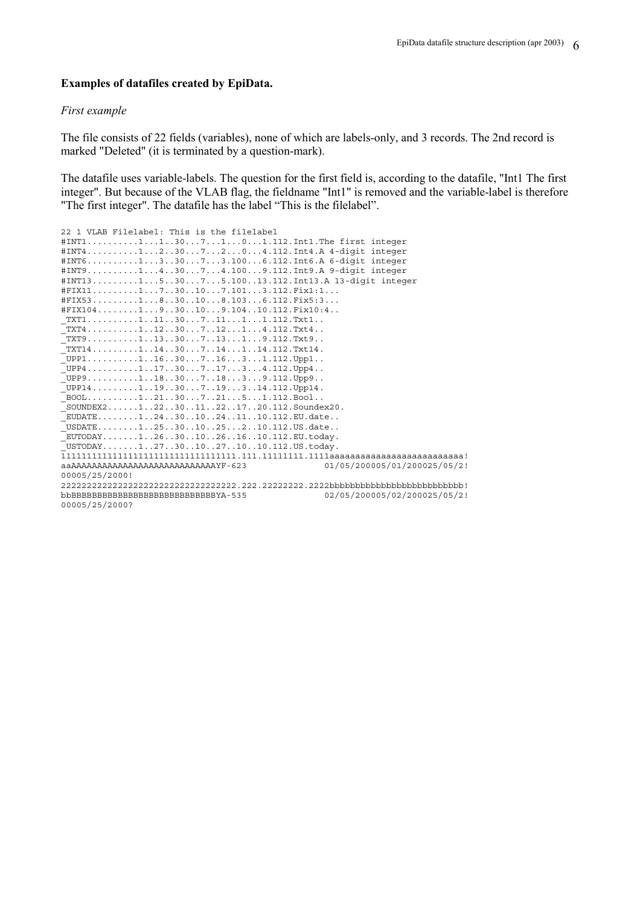**Examples of datafiles created by EpiData.**

*First example*

The file consists of 22 fields (variables), none of which are labels-only, and 3 records. The 2nd record is marked "Deleted" (it is terminated by a question-mark).

The datafile uses variable-labels. The question for the first field is, according to the datafile, "Int1 The first integer". But because of the VLAB flag, the fieldname "Int1" is removed and the variable-label is therefore "The first integer". The datafile has the label "This is the filelabel".

```
22 1 VLAB Filelabel: This is the filelabel
#INT1..........1...1..30...7...1...0...1.112.Int1.The first integer
#INT4..........1...2..30...7...2...0...4.112.Int4.A 4-digit integer
#INT6..........1...3..30...7...3.100...6.112.Int6.A 6-digit integer
#INT9..........1...4..30...7...4.100...9.112.Int9.A 9-digit integer
#INT13.........1...5..30...7...5.100..13.112.Int13.A 13-digit integer
#FIX11.........1...7..30..10...7.101...3.112.Fix1:1...
#FIX53.........1...8..30..10...8.103...6.112.Fix5:3...
#FIX104........1...9..30..10...9.104..10.112.Fix10:4..
_TXT1..........1..11..30...7..11...1...1.112.Txt1..
_TXT4..........1..12..30...7..12...1...4.112.Txt4..
_TXT9..........1..13..30...7..13...1...9.112.Txt9..
_TXT14.........1..14..30...7..14...1..14.112.Txt14.
_UPP1..........1..16..30...7..16...3...1.112.Upp1..
_UPP4..........1..17..30...7..17...3...4.112.Upp4..
_UPP9..........1..18..30...7..18...3...9.112.Upp9..
_UPP14.........1..19..30...7..19...3..14.112.Upp14.
_BOOL..........1..21..30...7..21...5...1.112.Bool..
_SOUNDEX2......1..22..30..11..22..17..20.112.Soundex20.
_EUDATE........1..24..30..10..24..11..10.112.EU.date..
_USDATE........1..25..30..10..25...2..10.112.US.date..
_EUTODAY.......1..26..30..10..26..16..10.112.EU.today.
_USTODAY.......1..27..30..10..27..10..10.112.US.today.
1111111111111111111111111111111111.111.11111111.1111aaaaaaaaaaaaaaaaaaaaaaaaaa!
aaAAAAAAAAAAAAAAAAAAAAAAAAAAAAAAAYF-623              01/05/200005/01/200025/05/2!
00005/25/2000!
2222222222222222222222222222222222.222.22222222.2222bbbbbbbbbbbbbbbbbbbbbbbbbb!
bbBBBBBBBBBBBBBBBBBBBBBBBBBBBBBBYA-535               02/05/200005/02/200025/05/2!
00005/25/2000?
```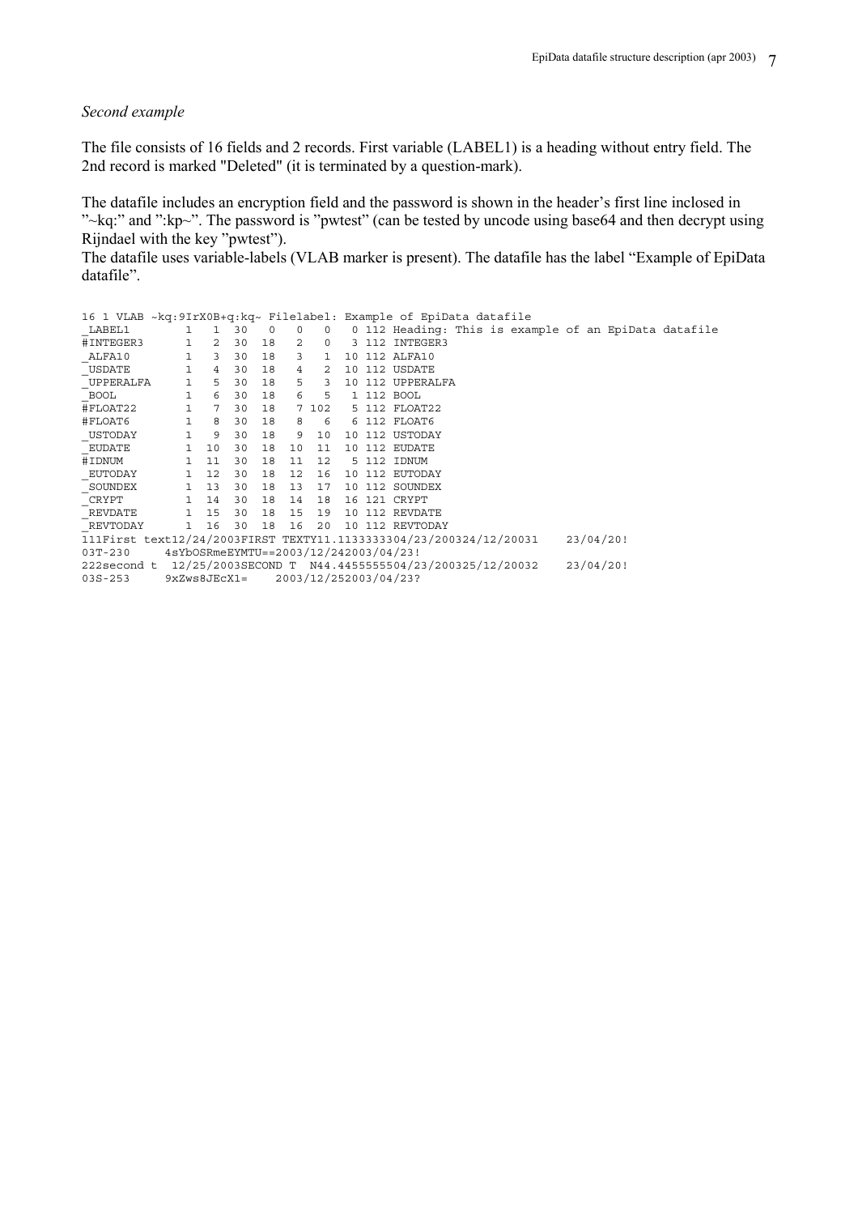*Second example*

The file consists of 16 fields and 2 records. First variable (LABEL1) is a heading without entry field. The 2nd record is marked "Deleted" (it is terminated by a question-mark).

The datafile includes an encryption field and the password is shown in the header's first line inclosed in "~kq:" and ":kp~". The password is "pwtest" (can be tested by uncode using base64 and then decrypt using Rijndael with the key "pwtest").
The datafile uses variable-labels (VLAB marker is present). The datafile has the label "Example of EpiData datafile".

```
16 1 VLAB ~kq:9IrX0B+q:kq~ Filelabel: Example of EpiData datafile
_LABEL1        1   1  30   0   0   0   0 112 Heading: This is example of an EpiData datafile
#INTEGER3      1   2  30  18   2   0   3 112 INTEGER3
_ALFA10        1   3  30  18   3   1  10 112 ALFA10
_USDATE        1   4  30  18   4   2  10 112 USDATE
_UPPERALFA     1   5  30  18   5   3  10 112 UPPERALFA
_BOOL          1   6  30  18   6   5   1 112 BOOL
#FLOAT22       1   7  30  18   7 102   5 112 FLOAT22
#FLOAT6        1   8  30  18   8   6   6 112 FLOAT6
_USTODAY       1   9  30  18   9  10  10 112 USTODAY
_EUDATE        1  10  30  18  10  11  10 112 EUDATE
#IDNUM         1  11  30  18  11  12   5 112 IDNUM
_EUTODAY       1  12  30  18  12  16  10 112 EUTODAY
_SOUNDEX       1  13  30  18  13  17  10 112 SOUNDEX
_CRYPT         1  14  30  18  14  18  16 121 CRYPT
_REVDATE       1  15  30  18  15  19  10 112 REVDATE
_REVTODAY      1  16  30  18  16  20  10 112 REVTODAY
111First text12/24/2003FIRST TEXTY11.1133333304/23/200324/12/20031    23/04/20!
03T-230     4sYbOSRmeEYMTU==2003/12/242003/04/23!
222second t  12/25/2003SECOND T  N44.4455555504/23/200325/12/20032    23/04/20!
03S-253     9xZws8JEcX1=    2003/12/252003/04/23?
```